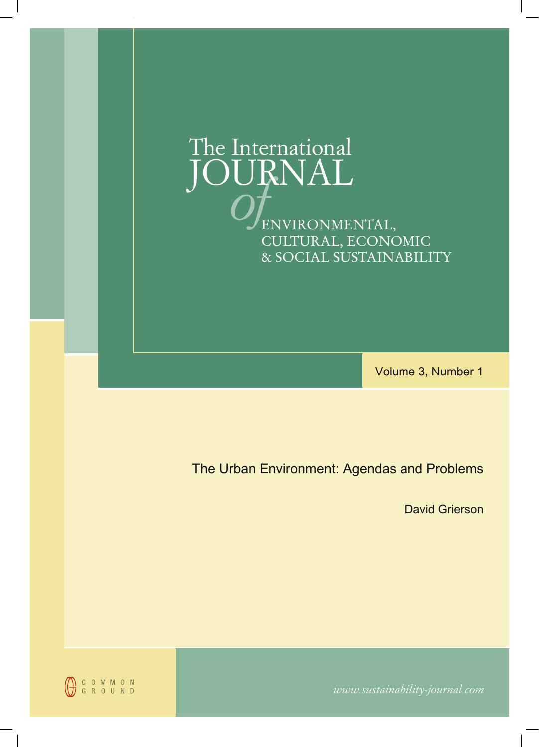The International

# JOURNAL

*of*

ENVIRONMENTAL,
CULTURAL, ECONOMIC
& SOCIAL SUSTAINABILITY

Volume 3, Number 1

## The Urban Environment: Agendas and Problems

David Grierson

COMMON GROUND

*www.sustainability-journal.com*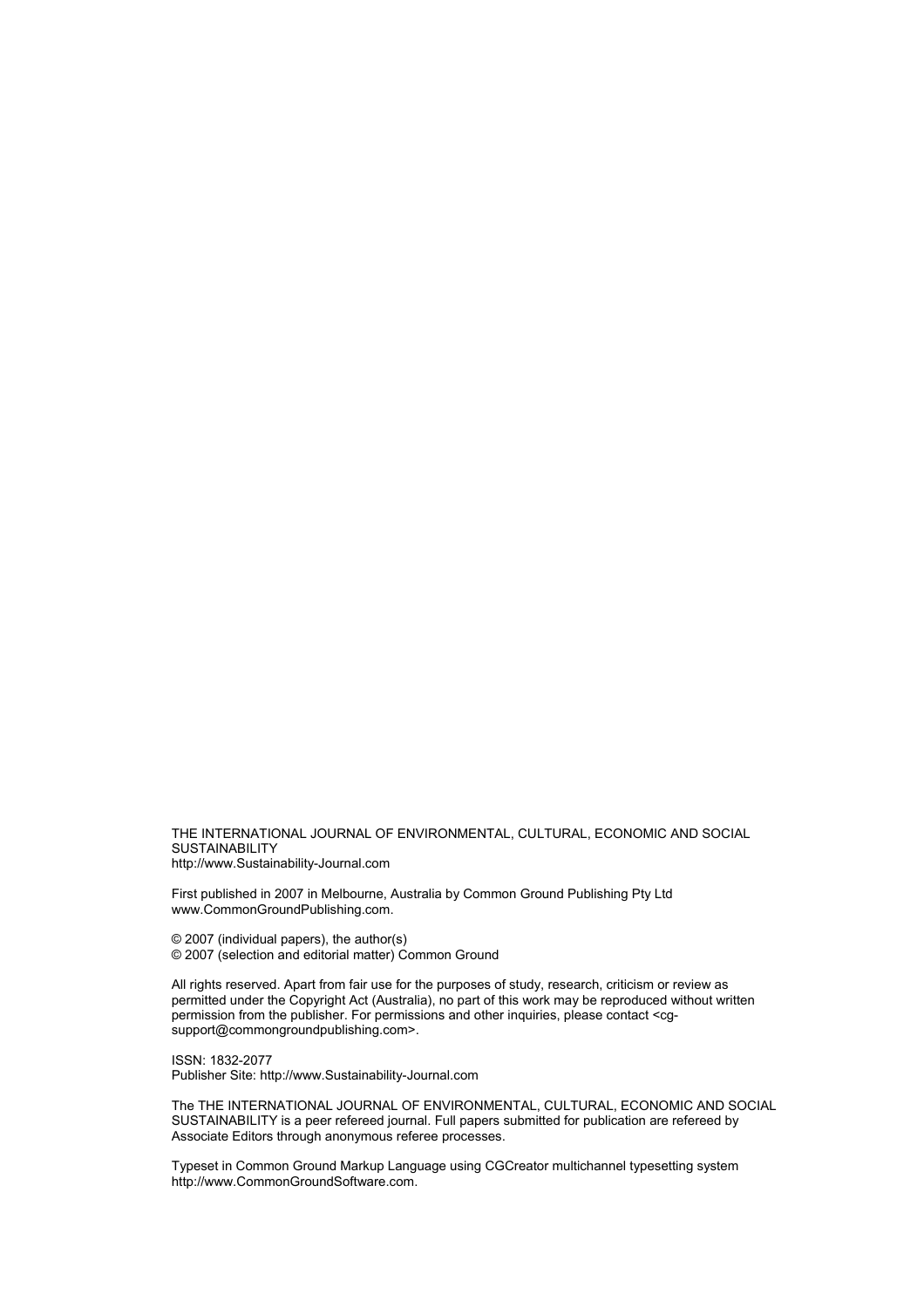THE INTERNATIONAL JOURNAL OF ENVIRONMENTAL, CULTURAL, ECONOMIC AND SOCIAL SUSTAINABILITY
http://www.Sustainability-Journal.com

First published in 2007 in Melbourne, Australia by Common Ground Publishing Pty Ltd
www.CommonGroundPublishing.com.

© 2007 (individual papers), the author(s)
© 2007 (selection and editorial matter) Common Ground

All rights reserved. Apart from fair use for the purposes of study, research, criticism or review as permitted under the Copyright Act (Australia), no part of this work may be reproduced without written permission from the publisher. For permissions and other inquiries, please contact <cg-support@commongroundpublishing.com>.

ISSN: 1832-2077
Publisher Site: http://www.Sustainability-Journal.com

The THE INTERNATIONAL JOURNAL OF ENVIRONMENTAL, CULTURAL, ECONOMIC AND SOCIAL SUSTAINABILITY is a peer refereed journal. Full papers submitted for publication are refereed by Associate Editors through anonymous referee processes.

Typeset in Common Ground Markup Language using CGCreator multichannel typesetting system
http://www.CommonGroundSoftware.com.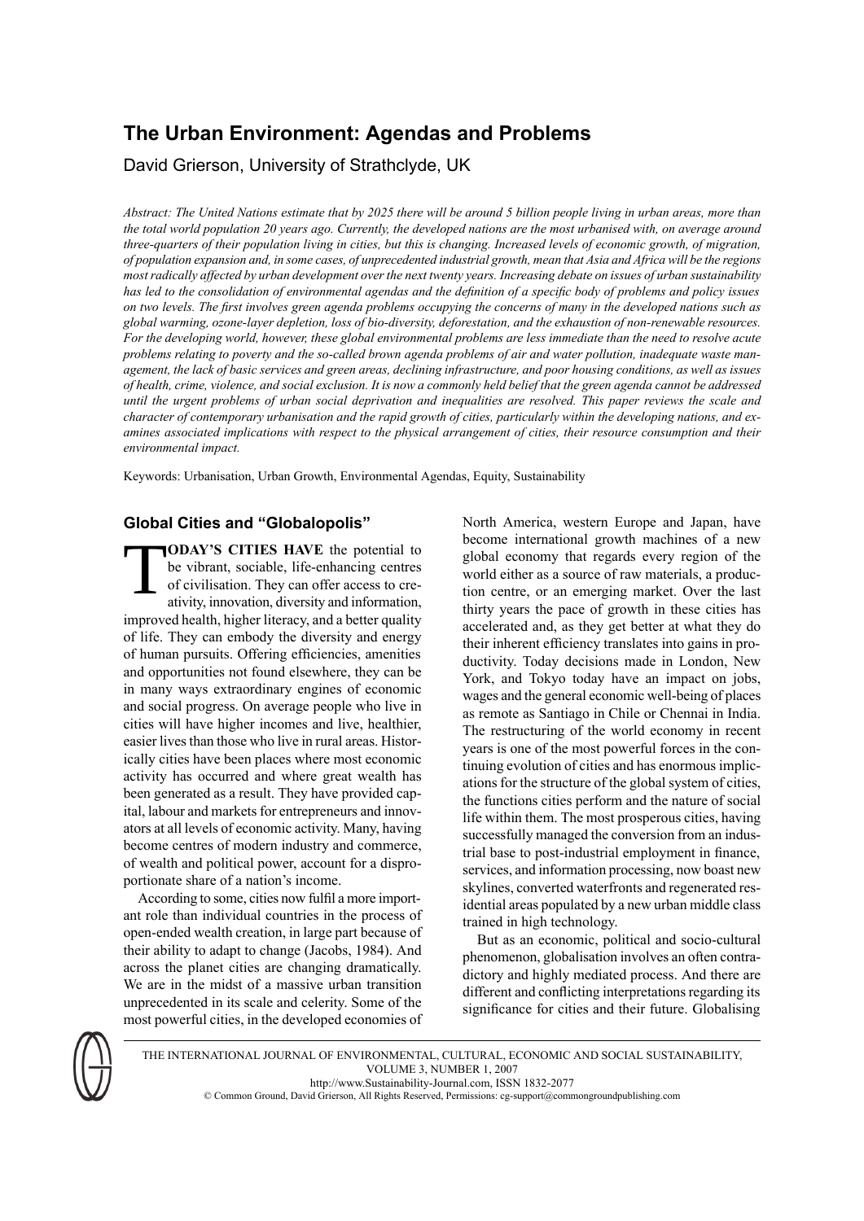# The Urban Environment: Agendas and Problems

David Grierson, University of Strathclyde, UK

*Abstract: The United Nations estimate that by 2025 there will be around 5 billion people living in urban areas, more than the total world population 20 years ago. Currently, the developed nations are the most urbanised with, on average around three-quarters of their population living in cities, but this is changing. Increased levels of economic growth, of migration, of population expansion and, in some cases, of unprecedented industrial growth, mean that Asia and Africa will be the regions most radically affected by urban development over the next twenty years. Increasing debate on issues of urban sustainability has led to the consolidation of environmental agendas and the definition of a specific body of problems and policy issues on two levels. The first involves green agenda problems occupying the concerns of many in the developed nations such as global warming, ozone-layer depletion, loss of bio-diversity, deforestation, and the exhaustion of non-renewable resources. For the developing world, however, these global environmental problems are less immediate than the need to resolve acute problems relating to poverty and the so-called brown agenda problems of air and water pollution, inadequate waste management, the lack of basic services and green areas, declining infrastructure, and poor housing conditions, as well as issues of health, crime, violence, and social exclusion. It is now a commonly held belief that the green agenda cannot be addressed until the urgent problems of urban social deprivation and inequalities are resolved. This paper reviews the scale and character of contemporary urbanisation and the rapid growth of cities, particularly within the developing nations, and examines associated implications with respect to the physical arrangement of cities, their resource consumption and their environmental impact.*

Keywords: Urbanisation, Urban Growth, Environmental Agendas, Equity, Sustainability

## Global Cities and "Globalopolis"

**TODAY'S CITIES HAVE** the potential to be vibrant, sociable, life-enhancing centres of civilisation. They can offer access to creativity, innovation, diversity and information, improved health, higher literacy, and a better quality of life. They can embody the diversity and energy of human pursuits. Offering efficiencies, amenities and opportunities not found elsewhere, they can be in many ways extraordinary engines of economic and social progress. On average people who live in cities will have higher incomes and live, healthier, easier lives than those who live in rural areas. Historically cities have been places where most economic activity has occurred and where great wealth has been generated as a result. They have provided capital, labour and markets for entrepreneurs and innovators at all levels of economic activity. Many, having become centres of modern industry and commerce, of wealth and political power, account for a disproportionate share of a nation's income.

According to some, cities now fulfil a more important role than individual countries in the process of open-ended wealth creation, in large part because of their ability to adapt to change (Jacobs, 1984). And across the planet cities are changing dramatically. We are in the midst of a massive urban transition unprecedented in its scale and celerity. Some of the most powerful cities, in the developed economies of North America, western Europe and Japan, have become international growth machines of a new global economy that regards every region of the world either as a source of raw materials, a production centre, or an emerging market. Over the last thirty years the pace of growth in these cities has accelerated and, as they get better at what they do their inherent efficiency translates into gains in productivity. Today decisions made in London, New York, and Tokyo today have an impact on jobs, wages and the general economic well-being of places as remote as Santiago in Chile or Chennai in India. The restructuring of the world economy in recent years is one of the most powerful forces in the continuing evolution of cities and has enormous implications for the structure of the global system of cities, the functions cities perform and the nature of social life within them. The most prosperous cities, having successfully managed the conversion from an industrial base to post-industrial employment in finance, services, and information processing, now boast new skylines, converted waterfronts and regenerated residential areas populated by a new urban middle class trained in high technology.

But as an economic, political and socio-cultural phenomenon, globalisation involves an often contradictory and highly mediated process. And there are different and conflicting interpretations regarding its significance for cities and their future. Globalising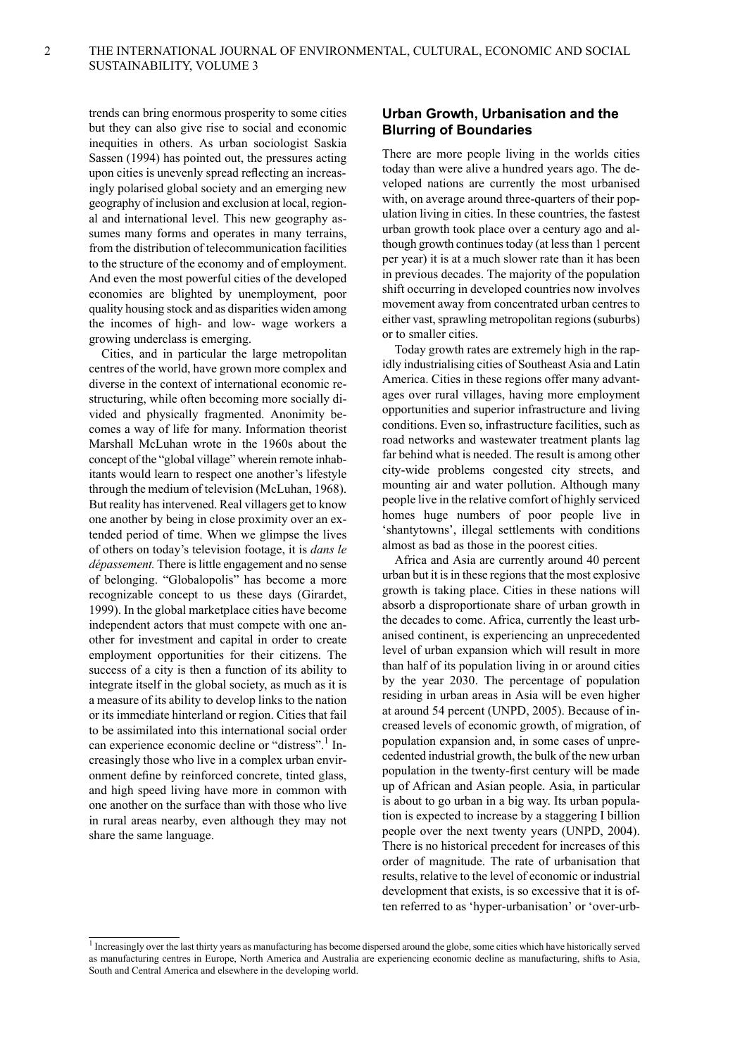trends can bring enormous prosperity to some cities but they can also give rise to social and economic inequities in others. As urban sociologist Saskia Sassen (1994) has pointed out, the pressures acting upon cities is unevenly spread reflecting an increasingly polarised global society and an emerging new geography of inclusion and exclusion at local, regional and international level. This new geography assumes many forms and operates in many terrains, from the distribution of telecommunication facilities to the structure of the economy and of employment. And even the most powerful cities of the developed economies are blighted by unemployment, poor quality housing stock and as disparities widen among the incomes of high- and low- wage workers a growing underclass is emerging.

Cities, and in particular the large metropolitan centres of the world, have grown more complex and diverse in the context of international economic restructuring, while often becoming more socially divided and physically fragmented. Anonimity becomes a way of life for many. Information theorist Marshall McLuhan wrote in the 1960s about the concept of the "global village" wherein remote inhabitants would learn to respect one another's lifestyle through the medium of television (McLuhan, 1968). But reality has intervened. Real villagers get to know one another by being in close proximity over an extended period of time. When we glimpse the lives of others on today's television footage, it is *dans le dépassement.* There is little engagement and no sense of belonging. "Globalopolis" has become a more recognizable concept to us these days (Girardet, 1999). In the global marketplace cities have become independent actors that must compete with one another for investment and capital in order to create employment opportunities for their citizens. The success of a city is then a function of its ability to integrate itself in the global society, as much as it is a measure of its ability to develop links to the nation or its immediate hinterland or region. Cities that fail to be assimilated into this international social order can experience economic decline or "distress".[1] Increasingly those who live in a complex urban environment define by reinforced concrete, tinted glass, and high speed living have more in common with one another on the surface than with those who live in rural areas nearby, even although they may not share the same language.

## Urban Growth, Urbanisation and the Blurring of Boundaries

There are more people living in the worlds cities today than were alive a hundred years ago. The developed nations are currently the most urbanised with, on average around three-quarters of their population living in cities. In these countries, the fastest urban growth took place over a century ago and although growth continues today (at less than 1 percent per year) it is at a much slower rate than it has been in previous decades. The majority of the population shift occurring in developed countries now involves movement away from concentrated urban centres to either vast, sprawling metropolitan regions (suburbs) or to smaller cities.

Today growth rates are extremely high in the rapidly industrialising cities of Southeast Asia and Latin America. Cities in these regions offer many advantages over rural villages, having more employment opportunities and superior infrastructure and living conditions. Even so, infrastructure facilities, such as road networks and wastewater treatment plants lag far behind what is needed. The result is among other city-wide problems congested city streets, and mounting air and water pollution. Although many people live in the relative comfort of highly serviced homes huge numbers of poor people live in 'shantytowns', illegal settlements with conditions almost as bad as those in the poorest cities.

Africa and Asia are currently around 40 percent urban but it is in these regions that the most explosive growth is taking place. Cities in these nations will absorb a disproportionate share of urban growth in the decades to come. Africa, currently the least urbanised continent, is experiencing an unprecedented level of urban expansion which will result in more than half of its population living in or around cities by the year 2030. The percentage of population residing in urban areas in Asia will be even higher at around 54 percent (UNPD, 2005). Because of increased levels of economic growth, of migration, of population expansion and, in some cases of unprecedented industrial growth, the bulk of the new urban population in the twenty-first century will be made up of African and Asian people. Asia, in particular is about to go urban in a big way. Its urban population is expected to increase by a staggering I billion people over the next twenty years (UNPD, 2004). There is no historical precedent for increases of this order of magnitude. The rate of urbanisation that results, relative to the level of economic or industrial development that exists, is so excessive that it is often referred to as 'hyper-urbanisation' or 'over-urb-

[1] Increasingly over the last thirty years as manufacturing has become dispersed around the globe, some cities which have historically served as manufacturing centres in Europe, North America and Australia are experiencing economic decline as manufacturing, shifts to Asia, South and Central America and elsewhere in the developing world.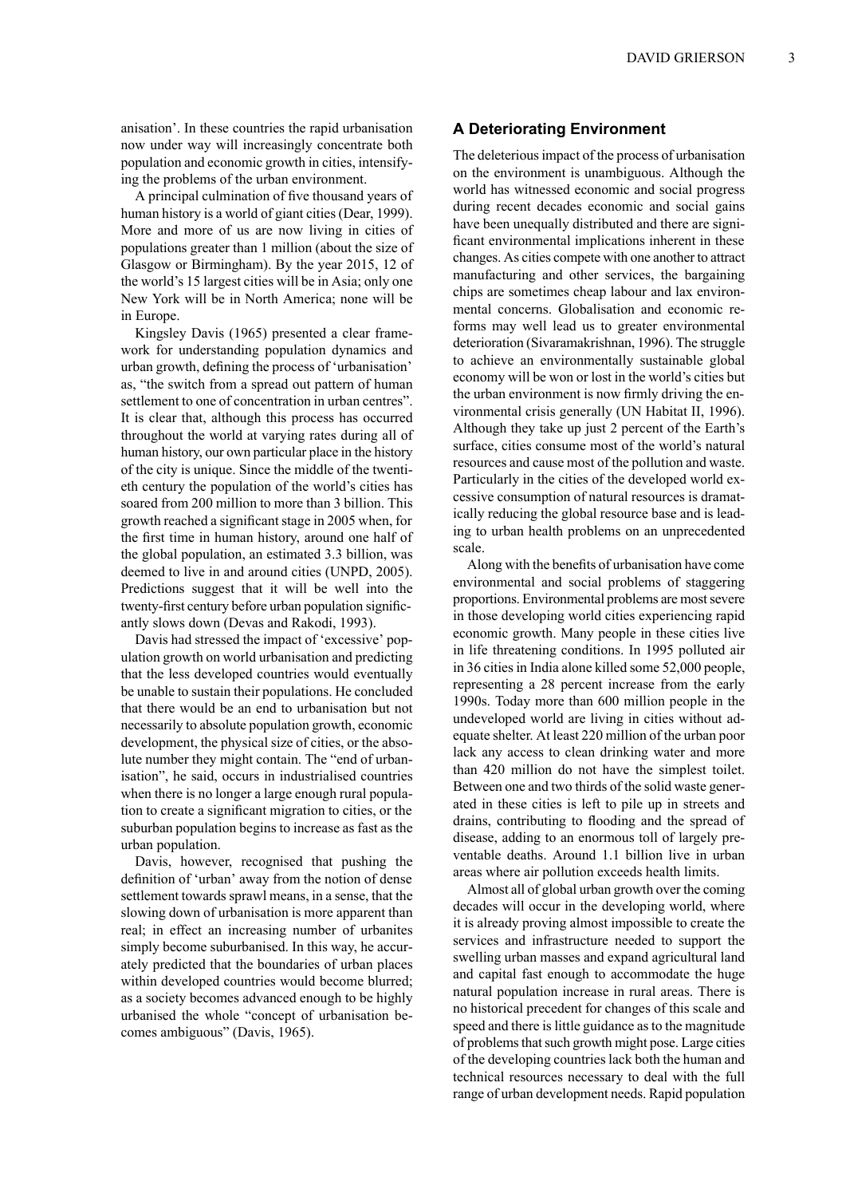anisation'. In these countries the rapid urbanisation now under way will increasingly concentrate both population and economic growth in cities, intensifying the problems of the urban environment.

A principal culmination of five thousand years of human history is a world of giant cities (Dear, 1999). More and more of us are now living in cities of populations greater than 1 million (about the size of Glasgow or Birmingham). By the year 2015, 12 of the world's 15 largest cities will be in Asia; only one New York will be in North America; none will be in Europe.

Kingsley Davis (1965) presented a clear framework for understanding population dynamics and urban growth, defining the process of 'urbanisation' as, "the switch from a spread out pattern of human settlement to one of concentration in urban centres". It is clear that, although this process has occurred throughout the world at varying rates during all of human history, our own particular place in the history of the city is unique. Since the middle of the twentieth century the population of the world's cities has soared from 200 million to more than 3 billion. This growth reached a significant stage in 2005 when, for the first time in human history, around one half of the global population, an estimated 3.3 billion, was deemed to live in and around cities (UNPD, 2005). Predictions suggest that it will be well into the twenty-first century before urban population significantly slows down (Devas and Rakodi, 1993).

Davis had stressed the impact of 'excessive' population growth on world urbanisation and predicting that the less developed countries would eventually be unable to sustain their populations. He concluded that there would be an end to urbanisation but not necessarily to absolute population growth, economic development, the physical size of cities, or the absolute number they might contain. The "end of urbanisation", he said, occurs in industrialised countries when there is no longer a large enough rural population to create a significant migration to cities, or the suburban population begins to increase as fast as the urban population.

Davis, however, recognised that pushing the definition of 'urban' away from the notion of dense settlement towards sprawl means, in a sense, that the slowing down of urbanisation is more apparent than real; in effect an increasing number of urbanites simply become suburbanised. In this way, he accurately predicted that the boundaries of urban places within developed countries would become blurred; as a society becomes advanced enough to be highly urbanised the whole "concept of urbanisation becomes ambiguous" (Davis, 1965).

## A Deteriorating Environment

The deleterious impact of the process of urbanisation on the environment is unambiguous. Although the world has witnessed economic and social progress during recent decades economic and social gains have been unequally distributed and there are significant environmental implications inherent in these changes. As cities compete with one another to attract manufacturing and other services, the bargaining chips are sometimes cheap labour and lax environmental concerns. Globalisation and economic reforms may well lead us to greater environmental deterioration (Sivaramakrishnan, 1996). The struggle to achieve an environmentally sustainable global economy will be won or lost in the world's cities but the urban environment is now firmly driving the environmental crisis generally (UN Habitat II, 1996). Although they take up just 2 percent of the Earth's surface, cities consume most of the world's natural resources and cause most of the pollution and waste. Particularly in the cities of the developed world excessive consumption of natural resources is dramatically reducing the global resource base and is leading to urban health problems on an unprecedented scale.

Along with the benefits of urbanisation have come environmental and social problems of staggering proportions. Environmental problems are most severe in those developing world cities experiencing rapid economic growth. Many people in these cities live in life threatening conditions. In 1995 polluted air in 36 cities in India alone killed some 52,000 people, representing a 28 percent increase from the early 1990s. Today more than 600 million people in the undeveloped world are living in cities without adequate shelter. At least 220 million of the urban poor lack any access to clean drinking water and more than 420 million do not have the simplest toilet. Between one and two thirds of the solid waste generated in these cities is left to pile up in streets and drains, contributing to flooding and the spread of disease, adding to an enormous toll of largely preventable deaths. Around 1.1 billion live in urban areas where air pollution exceeds health limits.

Almost all of global urban growth over the coming decades will occur in the developing world, where it is already proving almost impossible to create the services and infrastructure needed to support the swelling urban masses and expand agricultural land and capital fast enough to accommodate the huge natural population increase in rural areas. There is no historical precedent for changes of this scale and speed and there is little guidance as to the magnitude of problems that such growth might pose. Large cities of the developing countries lack both the human and technical resources necessary to deal with the full range of urban development needs. Rapid population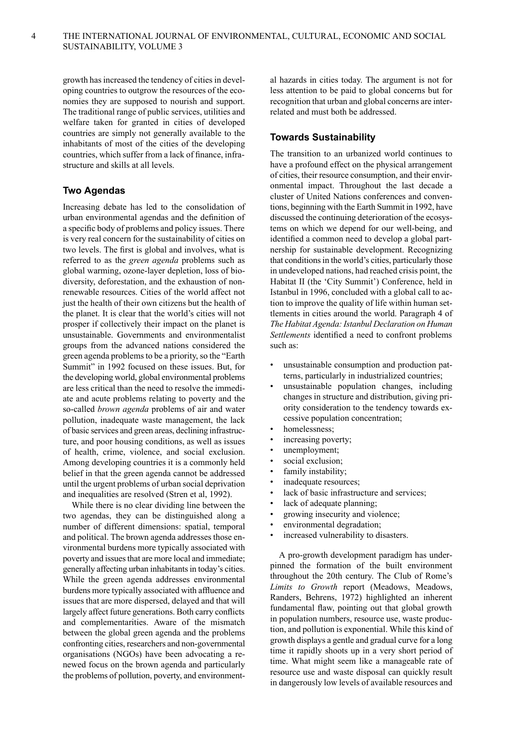growth has increased the tendency of cities in developing countries to outgrow the resources of the economies they are supposed to nourish and support. The traditional range of public services, utilities and welfare taken for granted in cities of developed countries are simply not generally available to the inhabitants of most of the cities of the developing countries, which suffer from a lack of finance, infrastructure and skills at all levels.

## Two Agendas

Increasing debate has led to the consolidation of urban environmental agendas and the definition of a specific body of problems and policy issues. There is very real concern for the sustainability of cities on two levels. The first is global and involves, what is referred to as the *green agenda* problems such as global warming, ozone-layer depletion, loss of biodiversity, deforestation, and the exhaustion of non-renewable resources. Cities of the world affect not just the health of their own citizens but the health of the planet. It is clear that the world's cities will not prosper if collectively their impact on the planet is unsustainable. Governments and environmentalist groups from the advanced nations considered the green agenda problems to be a priority, so the "Earth Summit" in 1992 focused on these issues. But, for the developing world, global environmental problems are less critical than the need to resolve the immediate and acute problems relating to poverty and the so-called *brown agenda* problems of air and water pollution, inadequate waste management, the lack of basic services and green areas, declining infrastructure, and poor housing conditions, as well as issues of health, crime, violence, and social exclusion. Among developing countries it is a commonly held belief in that the green agenda cannot be addressed until the urgent problems of urban social deprivation and inequalities are resolved (Stren et al, 1992).

While there is no clear dividing line between the two agendas, they can be distinguished along a number of different dimensions: spatial, temporal and political. The brown agenda addresses those environmental burdens more typically associated with poverty and issues that are more local and immediate; generally affecting urban inhabitants in today's cities. While the green agenda addresses environmental burdens more typically associated with affluence and issues that are more dispersed, delayed and that will largely affect future generations. Both carry conflicts and complementarities. Aware of the mismatch between the global green agenda and the problems confronting cities, researchers and non-governmental organisations (NGOs) have been advocating a renewed focus on the brown agenda and particularly the problems of pollution, poverty, and environmental hazards in cities today. The argument is not for less attention to be paid to global concerns but for recognition that urban and global concerns are interrelated and must both be addressed.

## Towards Sustainability

The transition to an urbanized world continues to have a profound effect on the physical arrangement of cities, their resource consumption, and their environmental impact. Throughout the last decade a cluster of United Nations conferences and conventions, beginning with the Earth Summit in 1992, have discussed the continuing deterioration of the ecosystems on which we depend for our well-being, and identified a common need to develop a global partnership for sustainable development. Recognizing that conditions in the world's cities, particularly those in undeveloped nations, had reached crisis point, the Habitat II (the 'City Summit') Conference, held in Istanbul in 1996, concluded with a global call to action to improve the quality of life within human settlements in cities around the world. Paragraph 4 of *The Habitat Agenda: Istanbul Declaration on Human Settlements* identified a need to confront problems such as:

- unsustainable consumption and production patterns, particularly in industrialized countries;
- unsustainable population changes, including changes in structure and distribution, giving priority consideration to the tendency towards excessive population concentration;
- homelessness;
- increasing poverty;
- unemployment;
- social exclusion;
- family instability;
- inadequate resources;
- lack of basic infrastructure and services;
- lack of adequate planning;
- growing insecurity and violence;
- environmental degradation;
- increased vulnerability to disasters.

A pro-growth development paradigm has underpinned the formation of the built environment throughout the 20th century. The Club of Rome's *Limits to Growth* report (Meadows, Meadows, Randers, Behrens, 1972) highlighted an inherent fundamental flaw, pointing out that global growth in population numbers, resource use, waste production, and pollution is exponential. While this kind of growth displays a gentle and gradual curve for a long time it rapidly shoots up in a very short period of time. What might seem like a manageable rate of resource use and waste disposal can quickly result in dangerously low levels of available resources and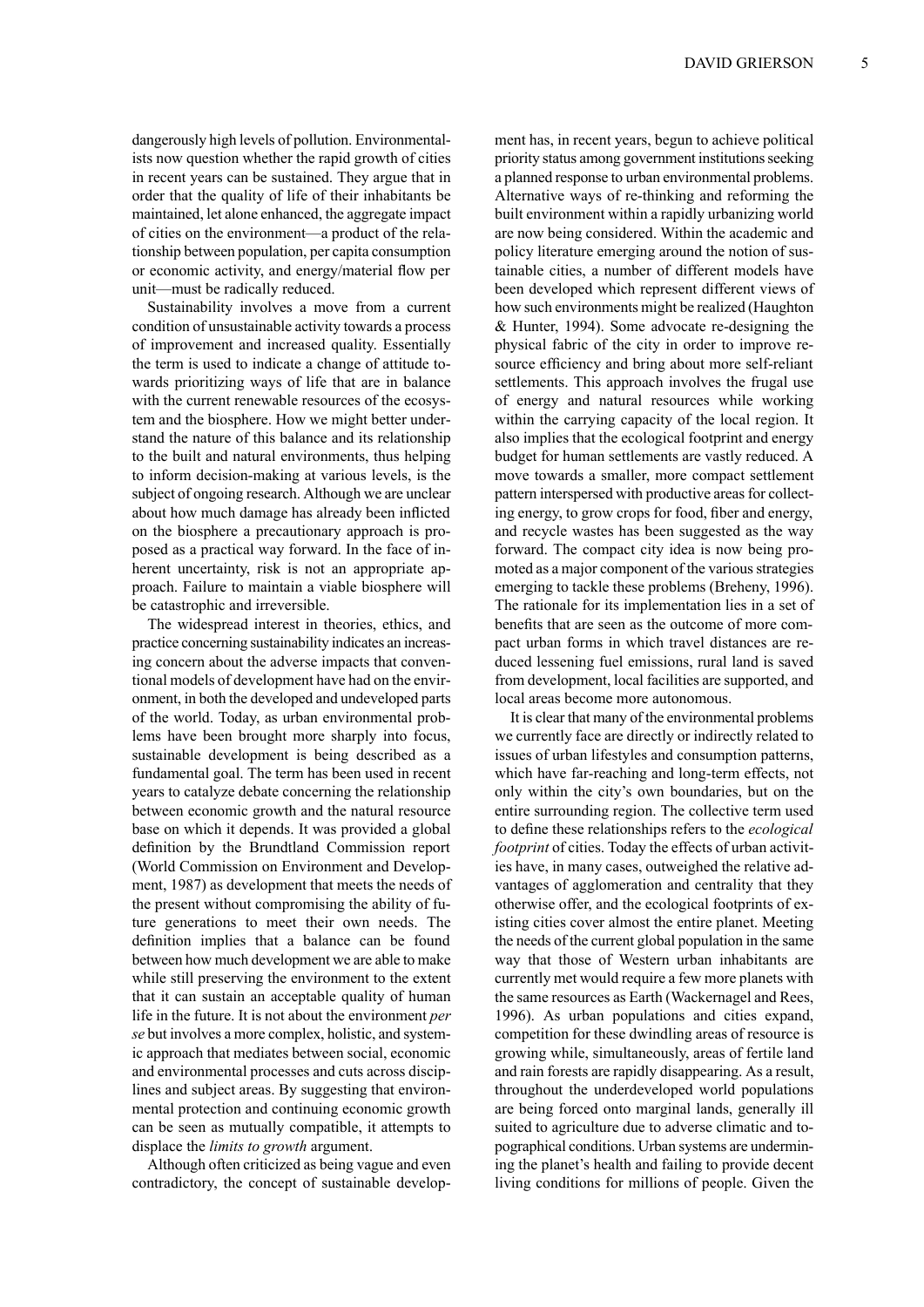dangerously high levels of pollution. Environmentalists now question whether the rapid growth of cities in recent years can be sustained. They argue that in order that the quality of life of their inhabitants be maintained, let alone enhanced, the aggregate impact of cities on the environment—a product of the relationship between population, per capita consumption or economic activity, and energy/material flow per unit—must be radically reduced.

Sustainability involves a move from a current condition of unsustainable activity towards a process of improvement and increased quality. Essentially the term is used to indicate a change of attitude towards prioritizing ways of life that are in balance with the current renewable resources of the ecosystem and the biosphere. How we might better understand the nature of this balance and its relationship to the built and natural environments, thus helping to inform decision-making at various levels, is the subject of ongoing research. Although we are unclear about how much damage has already been inflicted on the biosphere a precautionary approach is proposed as a practical way forward. In the face of inherent uncertainty, risk is not an appropriate approach. Failure to maintain a viable biosphere will be catastrophic and irreversible.

The widespread interest in theories, ethics, and practice concerning sustainability indicates an increasing concern about the adverse impacts that conventional models of development have had on the environment, in both the developed and undeveloped parts of the world. Today, as urban environmental problems have been brought more sharply into focus, sustainable development is being described as a fundamental goal. The term has been used in recent years to catalyze debate concerning the relationship between economic growth and the natural resource base on which it depends. It was provided a global definition by the Brundtland Commission report (World Commission on Environment and Development, 1987) as development that meets the needs of the present without compromising the ability of future generations to meet their own needs. The definition implies that a balance can be found between how much development we are able to make while still preserving the environment to the extent that it can sustain an acceptable quality of human life in the future. It is not about the environment *per se* but involves a more complex, holistic, and systemic approach that mediates between social, economic and environmental processes and cuts across disciplines and subject areas. By suggesting that environmental protection and continuing economic growth can be seen as mutually compatible, it attempts to displace the *limits to growth* argument.

Although often criticized as being vague and even contradictory, the concept of sustainable development has, in recent years, begun to achieve political priority status among government institutions seeking a planned response to urban environmental problems. Alternative ways of re-thinking and reforming the built environment within a rapidly urbanizing world are now being considered. Within the academic and policy literature emerging around the notion of sustainable cities, a number of different models have been developed which represent different views of how such environments might be realized (Haughton & Hunter, 1994). Some advocate re-designing the physical fabric of the city in order to improve resource efficiency and bring about more self-reliant settlements. This approach involves the frugal use of energy and natural resources while working within the carrying capacity of the local region. It also implies that the ecological footprint and energy budget for human settlements are vastly reduced. A move towards a smaller, more compact settlement pattern interspersed with productive areas for collecting energy, to grow crops for food, fiber and energy, and recycle wastes has been suggested as the way forward. The compact city idea is now being promoted as a major component of the various strategies emerging to tackle these problems (Breheny, 1996). The rationale for its implementation lies in a set of benefits that are seen as the outcome of more compact urban forms in which travel distances are reduced lessening fuel emissions, rural land is saved from development, local facilities are supported, and local areas become more autonomous.

It is clear that many of the environmental problems we currently face are directly or indirectly related to issues of urban lifestyles and consumption patterns, which have far-reaching and long-term effects, not only within the city's own boundaries, but on the entire surrounding region. The collective term used to define these relationships refers to the *ecological footprint* of cities. Today the effects of urban activities have, in many cases, outweighed the relative advantages of agglomeration and centrality that they otherwise offer, and the ecological footprints of existing cities cover almost the entire planet. Meeting the needs of the current global population in the same way that those of Western urban inhabitants are currently met would require a few more planets with the same resources as Earth (Wackernagel and Rees, 1996). As urban populations and cities expand, competition for these dwindling areas of resource is growing while, simultaneously, areas of fertile land and rain forests are rapidly disappearing. As a result, throughout the underdeveloped world populations are being forced onto marginal lands, generally ill suited to agriculture due to adverse climatic and topographical conditions. Urban systems are undermining the planet's health and failing to provide decent living conditions for millions of people. Given the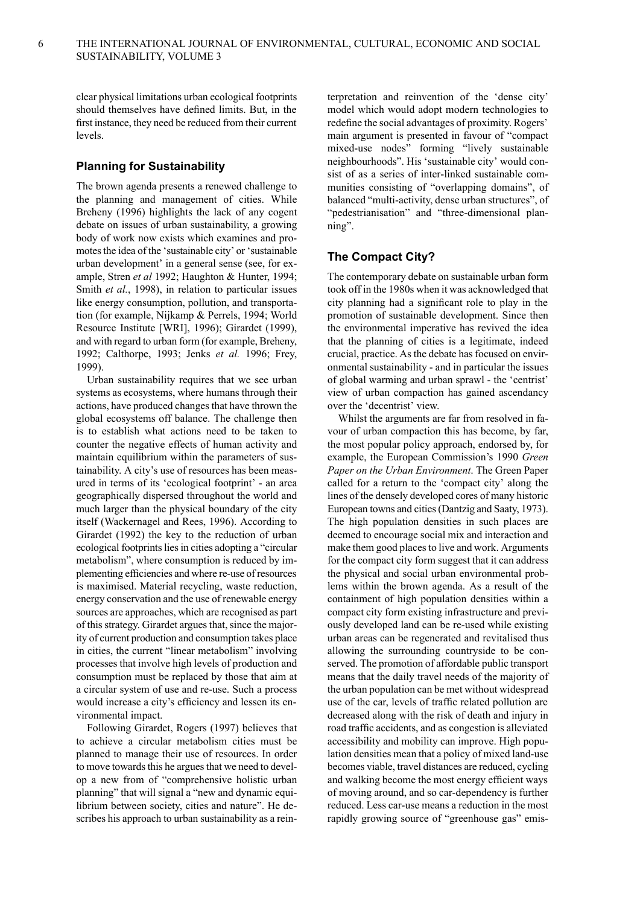clear physical limitations urban ecological footprints should themselves have defined limits. But, in the first instance, they need be reduced from their current levels.

## Planning for Sustainability

The brown agenda presents a renewed challenge to the planning and management of cities. While Breheny (1996) highlights the lack of any cogent debate on issues of urban sustainability, a growing body of work now exists which examines and promotes the idea of the 'sustainable city' or 'sustainable urban development' in a general sense (see, for example, Stren *et al* 1992; Haughton & Hunter, 1994; Smith *et al.*, 1998), in relation to particular issues like energy consumption, pollution, and transportation (for example, Nijkamp & Perrels, 1994; World Resource Institute [WRI], 1996); Girardet (1999), and with regard to urban form (for example, Breheny, 1992; Calthorpe, 1993; Jenks *et al.* 1996; Frey, 1999).

Urban sustainability requires that we see urban systems as ecosystems, where humans through their actions, have produced changes that have thrown the global ecosystems off balance. The challenge then is to establish what actions need to be taken to counter the negative effects of human activity and maintain equilibrium within the parameters of sustainability. A city's use of resources has been measured in terms of its 'ecological footprint' - an area geographically dispersed throughout the world and much larger than the physical boundary of the city itself (Wackernagel and Rees, 1996). According to Girardet (1992) the key to the reduction of urban ecological footprints lies in cities adopting a "circular metabolism", where consumption is reduced by implementing efficiencies and where re-use of resources is maximised. Material recycling, waste reduction, energy conservation and the use of renewable energy sources are approaches, which are recognised as part of this strategy. Girardet argues that, since the majority of current production and consumption takes place in cities, the current "linear metabolism" involving processes that involve high levels of production and consumption must be replaced by those that aim at a circular system of use and re-use. Such a process would increase a city's efficiency and lessen its environmental impact.

Following Girardet, Rogers (1997) believes that to achieve a circular metabolism cities must be planned to manage their use of resources. In order to move towards this he argues that we need to develop a new from of "comprehensive holistic urban planning" that will signal a "new and dynamic equilibrium between society, cities and nature". He describes his approach to urban sustainability as a reinterpretation and reinvention of the 'dense city' model which would adopt modern technologies to redefine the social advantages of proximity. Rogers' main argument is presented in favour of "compact mixed-use nodes" forming "lively sustainable neighbourhoods". His 'sustainable city' would consist of as a series of inter-linked sustainable communities consisting of "overlapping domains", of balanced "multi-activity, dense urban structures", of "pedestrianisation" and "three-dimensional planning".

## The Compact City?

The contemporary debate on sustainable urban form took off in the 1980s when it was acknowledged that city planning had a significant role to play in the promotion of sustainable development. Since then the environmental imperative has revived the idea that the planning of cities is a legitimate, indeed crucial, practice. As the debate has focused on environmental sustainability - and in particular the issues of global warming and urban sprawl - the 'centrist' view of urban compaction has gained ascendancy over the 'decentrist' view.

Whilst the arguments are far from resolved in favour of urban compaction this has become, by far, the most popular policy approach, endorsed by, for example, the European Commission's 1990 *Green Paper on the Urban Environment*. The Green Paper called for a return to the 'compact city' along the lines of the densely developed cores of many historic European towns and cities (Dantzig and Saaty, 1973). The high population densities in such places are deemed to encourage social mix and interaction and make them good places to live and work. Arguments for the compact city form suggest that it can address the physical and social urban environmental problems within the brown agenda. As a result of the containment of high population densities within a compact city form existing infrastructure and previously developed land can be re-used while existing urban areas can be regenerated and revitalised thus allowing the surrounding countryside to be conserved. The promotion of affordable public transport means that the daily travel needs of the majority of the urban population can be met without widespread use of the car, levels of traffic related pollution are decreased along with the risk of death and injury in road traffic accidents, and as congestion is alleviated accessibility and mobility can improve. High population densities mean that a policy of mixed land-use becomes viable, travel distances are reduced, cycling and walking become the most energy efficient ways of moving around, and so car-dependency is further reduced. Less car-use means a reduction in the most rapidly growing source of "greenhouse gas" emis-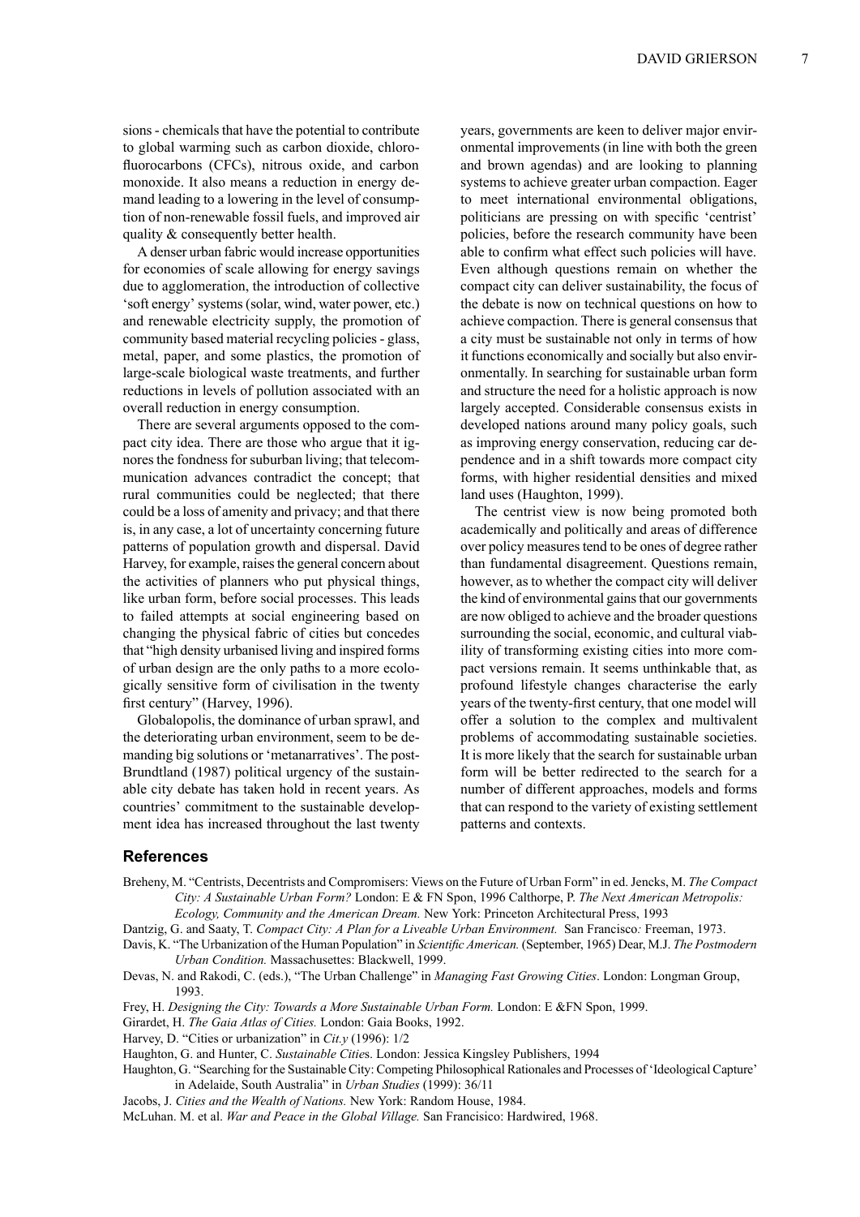sions - chemicals that have the potential to contribute to global warming such as carbon dioxide, chlorofluorocarbons (CFCs), nitrous oxide, and carbon monoxide. It also means a reduction in energy demand leading to a lowering in the level of consumption of non-renewable fossil fuels, and improved air quality & consequently better health.

A denser urban fabric would increase opportunities for economies of scale allowing for energy savings due to agglomeration, the introduction of collective 'soft energy' systems (solar, wind, water power, etc.) and renewable electricity supply, the promotion of community based material recycling policies - glass, metal, paper, and some plastics, the promotion of large-scale biological waste treatments, and further reductions in levels of pollution associated with an overall reduction in energy consumption.

There are several arguments opposed to the compact city idea. There are those who argue that it ignores the fondness for suburban living; that telecommunication advances contradict the concept; that rural communities could be neglected; that there could be a loss of amenity and privacy; and that there is, in any case, a lot of uncertainty concerning future patterns of population growth and dispersal. David Harvey, for example, raises the general concern about the activities of planners who put physical things, like urban form, before social processes. This leads to failed attempts at social engineering based on changing the physical fabric of cities but concedes that "high density urbanised living and inspired forms of urban design are the only paths to a more ecologically sensitive form of civilisation in the twenty first century" (Harvey, 1996).

Globalopolis, the dominance of urban sprawl, and the deteriorating urban environment, seem to be demanding big solutions or 'metanarratives'. The post-Brundtland (1987) political urgency of the sustainable city debate has taken hold in recent years. As countries' commitment to the sustainable development idea has increased throughout the last twenty years, governments are keen to deliver major environmental improvements (in line with both the green and brown agendas) and are looking to planning systems to achieve greater urban compaction. Eager to meet international environmental obligations, politicians are pressing on with specific 'centrist' policies, before the research community have been able to confirm what effect such policies will have. Even although questions remain on whether the compact city can deliver sustainability, the focus of the debate is now on technical questions on how to achieve compaction. There is general consensus that a city must be sustainable not only in terms of how it functions economically and socially but also environmentally. In searching for sustainable urban form and structure the need for a holistic approach is now largely accepted. Considerable consensus exists in developed nations around many policy goals, such as improving energy conservation, reducing car dependence and in a shift towards more compact city forms, with higher residential densities and mixed land uses (Haughton, 1999).

The centrist view is now being promoted both academically and politically and areas of difference over policy measures tend to be ones of degree rather than fundamental disagreement. Questions remain, however, as to whether the compact city will deliver the kind of environmental gains that our governments are now obliged to achieve and the broader questions surrounding the social, economic, and cultural viability of transforming existing cities into more compact versions remain. It seems unthinkable that, as profound lifestyle changes characterise the early years of the twenty-first century, that one model will offer a solution to the complex and multivalent problems of accommodating sustainable societies. It is more likely that the search for sustainable urban form will be better redirected to the search for a number of different approaches, models and forms that can respond to the variety of existing settlement patterns and contexts.

## References

Breheny, M. "Centrists, Decentrists and Compromisers: Views on the Future of Urban Form" in ed. Jencks, M. *The Compact City: A Sustainable Urban Form?* London: E & FN Spon, 1996 Calthorpe, P. *The Next American Metropolis: Ecology, Community and the American Dream.* New York: Princeton Architectural Press, 1993

Dantzig, G. and Saaty, T. *Compact City: A Plan for a Liveable Urban Environment.* San Francisco*:* Freeman, 1973.

Davis, K. "The Urbanization of the Human Population" in *Scientific American.* (September, 1965) Dear, M.J. *The Postmodern Urban Condition.* Massachusettes: Blackwell, 1999.

Devas, N. and Rakodi, C. (eds.), "The Urban Challenge" in *Managing Fast Growing Cities*. London: Longman Group, 1993.

Frey, H. *Designing the City: Towards a More Sustainable Urban Form.* London: E &FN Spon, 1999.

Girardet, H. *The Gaia Atlas of Cities.* London: Gaia Books, 1992.

Harvey, D. "Cities or urbanization" in *Cit.y* (1996): 1/2

Haughton, G. and Hunter, C. *Sustainable Cities*. London: Jessica Kingsley Publishers, 1994

Haughton, G. "Searching for the Sustainable City: Competing Philosophical Rationales and Processes of 'Ideological Capture' in Adelaide, South Australia" in *Urban Studies* (1999): 36/11

Jacobs, J. *Cities and the Wealth of Nations.* New York: Random House, 1984.

McLuhan. M. et al. *War and Peace in the Global Village.* San Francisico: Hardwired, 1968.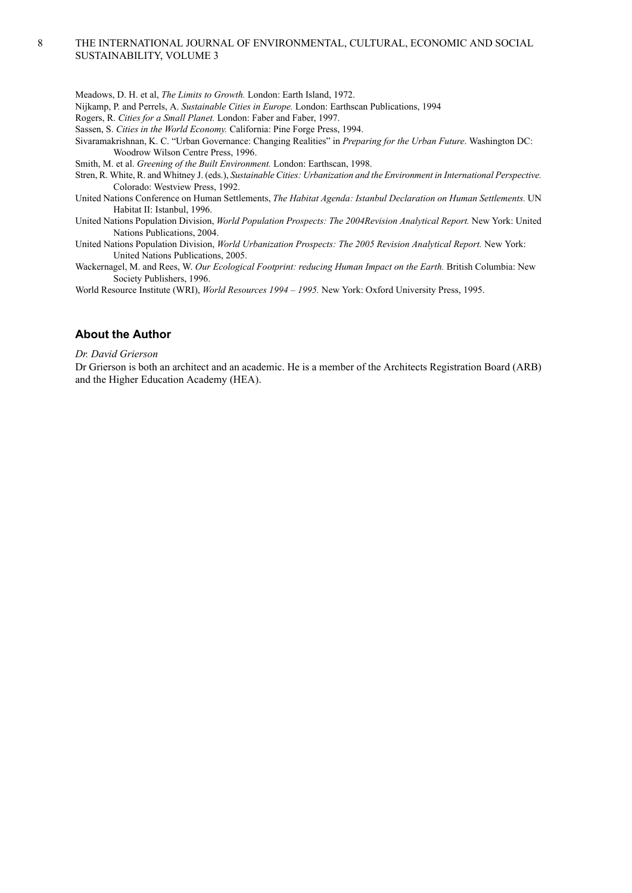Meadows, D. H. et al, *The Limits to Growth.* London: Earth Island, 1972.

Nijkamp, P. and Perrels, A. *Sustainable Cities in Europe.* London: Earthscan Publications, 1994

Rogers, R. *Cities for a Small Planet.* London: Faber and Faber, 1997.

Sassen, S. *Cities in the World Economy.* California: Pine Forge Press, 1994.

Sivaramakrishnan, K. C. "Urban Governance: Changing Realities" in *Preparing for the Urban Future*. Washington DC: Woodrow Wilson Centre Press, 1996.

Smith, M. et al. *Greening of the Built Environment.* London: Earthscan, 1998.

Stren, R. White, R. and Whitney J. (eds.), *Sustainable Cities: Urbanization and the Environment in International Perspective.* Colorado: Westview Press, 1992.

United Nations Conference on Human Settlements, *The Habitat Agenda: Istanbul Declaration on Human Settlements.* UN Habitat II: Istanbul, 1996.

United Nations Population Division, *World Population Prospects: The 2004Revision Analytical Report.* New York: United Nations Publications, 2004.

United Nations Population Division, *World Urbanization Prospects: The 2005 Revision Analytical Report.* New York: United Nations Publications, 2005.

Wackernagel, M. and Rees, W. *Our Ecological Footprint: reducing Human Impact on the Earth.* British Columbia: New Society Publishers, 1996.

World Resource Institute (WRI), *World Resources 1994 – 1995.* New York: Oxford University Press, 1995.

## About the Author

*Dr. David Grierson*

Dr Grierson is both an architect and an academic. He is a member of the Architects Registration Board (ARB) and the Higher Education Academy (HEA).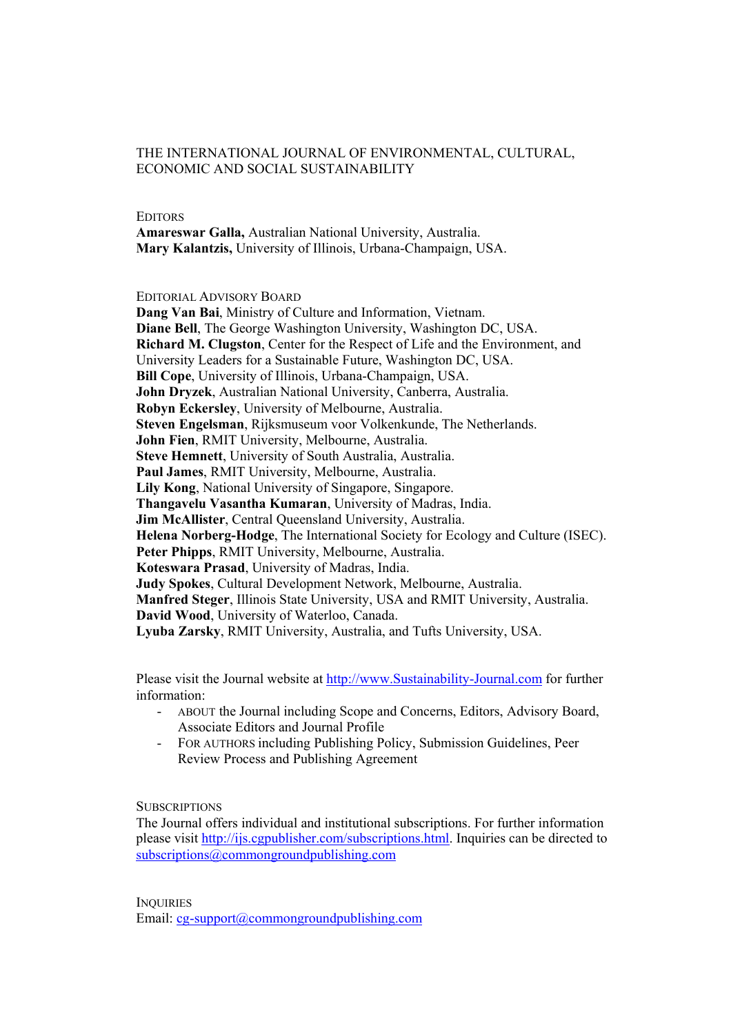THE INTERNATIONAL JOURNAL OF ENVIRONMENTAL, CULTURAL, ECONOMIC AND SOCIAL SUSTAINABILITY

EDITORS

**Amareswar Galla,** Australian National University, Australia.
**Mary Kalantzis,** University of Illinois, Urbana-Champaign, USA.

EDITORIAL ADVISORY BOARD

**Dang Van Bai**, Ministry of Culture and Information, Vietnam.
**Diane Bell**, The George Washington University, Washington DC, USA.
**Richard M. Clugston**, Center for the Respect of Life and the Environment, and University Leaders for a Sustainable Future, Washington DC, USA.
**Bill Cope**, University of Illinois, Urbana-Champaign, USA.
**John Dryzek**, Australian National University, Canberra, Australia.
**Robyn Eckersley**, University of Melbourne, Australia.
**Steven Engelsman**, Rijksmuseum voor Volkenkunde, The Netherlands.
**John Fien**, RMIT University, Melbourne, Australia.
**Steve Hemnett**, University of South Australia, Australia.
**Paul James**, RMIT University, Melbourne, Australia.
**Lily Kong**, National University of Singapore, Singapore.
**Thangavelu Vasantha Kumaran**, University of Madras, India.
**Jim McAllister**, Central Queensland University, Australia.
**Helena Norberg-Hodge**, The International Society for Ecology and Culture (ISEC).
**Peter Phipps**, RMIT University, Melbourne, Australia.
**Koteswara Prasad**, University of Madras, India.
**Judy Spokes**, Cultural Development Network, Melbourne, Australia.
**Manfred Steger**, Illinois State University, USA and RMIT University, Australia.
**David Wood**, University of Waterloo, Canada.
**Lyuba Zarsky**, RMIT University, Australia, and Tufts University, USA.

Please visit the Journal website at http://www.Sustainability-Journal.com for further information:

- ABOUT the Journal including Scope and Concerns, Editors, Advisory Board, Associate Editors and Journal Profile
- FOR AUTHORS including Publishing Policy, Submission Guidelines, Peer Review Process and Publishing Agreement

SUBSCRIPTIONS

The Journal offers individual and institutional subscriptions. For further information please visit http://ijs.cgpublisher.com/subscriptions.html. Inquiries can be directed to subscriptions@commongroundpublishing.com

INQUIRIES

Email: cg-support@commongroundpublishing.com